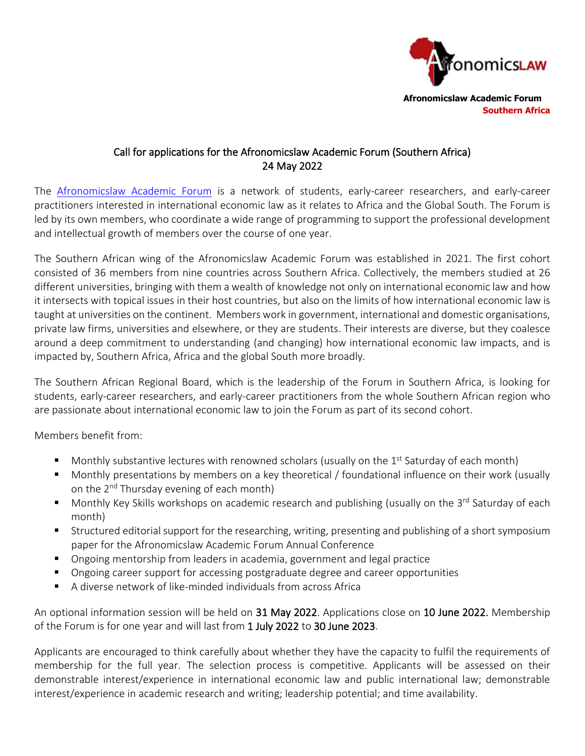Afronomicslaw Academic Forum
**Southern Africa**

# Call for applications for the Afronomicslaw Academic Forum (Southern Africa)
24 May 2022

The [Afronomicslaw Academic Forum](#) is a network of students, early-career researchers, and early-career practitioners interested in international economic law as it relates to Africa and the Global South. The Forum is led by its own members, who coordinate a wide range of programming to support the professional development and intellectual growth of members over the course of one year.

The Southern African wing of the Afronomicslaw Academic Forum was established in 2021. The first cohort consisted of 36 members from nine countries across Southern Africa. Collectively, the members studied at 26 different universities, bringing with them a wealth of knowledge not only on international economic law and how it intersects with topical issues in their host countries, but also on the limits of how international economic law is taught at universities on the continent. Members work in government, international and domestic organisations, private law firms, universities and elsewhere, or they are students. Their interests are diverse, but they coalesce around a deep commitment to understanding (and changing) how international economic law impacts, and is impacted by, Southern Africa, Africa and the global South more broadly.

The Southern African Regional Board, which is the leadership of the Forum in Southern Africa, is looking for students, early-career researchers, and early-career practitioners from the whole Southern African region who are passionate about international economic law to join the Forum as part of its second cohort.

Members benefit from:

- Monthly substantive lectures with renowned scholars (usually on the 1st Saturday of each month)
- Monthly presentations by members on a key theoretical / foundational influence on their work (usually on the 2nd Thursday evening of each month)
- Monthly Key Skills workshops on academic research and publishing (usually on the 3rd Saturday of each month)
- Structured editorial support for the researching, writing, presenting and publishing of a short symposium paper for the Afronomicslaw Academic Forum Annual Conference
- Ongoing mentorship from leaders in academia, government and legal practice
- Ongoing career support for accessing postgraduate degree and career opportunities
- A diverse network of like-minded individuals from across Africa

An optional information session will be held on **31 May 2022**. Applications close on **10 June 2022.** Membership of the Forum is for one year and will last from **1 July 2022** to **30 June 2023**.

Applicants are encouraged to think carefully about whether they have the capacity to fulfil the requirements of membership for the full year. The selection process is competitive. Applicants will be assessed on their demonstrable interest/experience in international economic law and public international law; demonstrable interest/experience in academic research and writing; leadership potential; and time availability.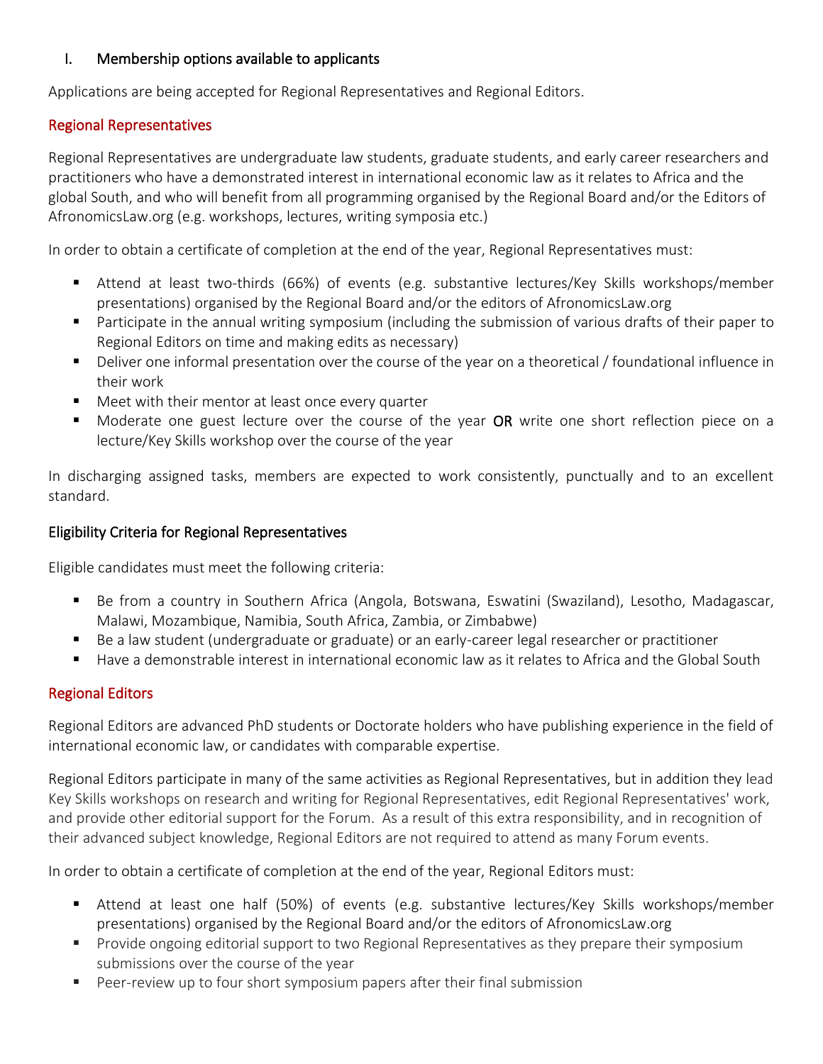## I. Membership options available to applicants

Applications are being accepted for Regional Representatives and Regional Editors.

### Regional Representatives

Regional Representatives are undergraduate law students, graduate students, and early career researchers and practitioners who have a demonstrated interest in international economic law as it relates to Africa and the global South, and who will benefit from all programming organised by the Regional Board and/or the Editors of AfronomicsLaw.org (e.g. workshops, lectures, writing symposia etc.)

In order to obtain a certificate of completion at the end of the year, Regional Representatives must:

- Attend at least two-thirds (66%) of events (e.g. substantive lectures/Key Skills workshops/member presentations) organised by the Regional Board and/or the editors of AfronomicsLaw.org
- Participate in the annual writing symposium (including the submission of various drafts of their paper to Regional Editors on time and making edits as necessary)
- Deliver one informal presentation over the course of the year on a theoretical / foundational influence in their work
- Meet with their mentor at least once every quarter
- Moderate one guest lecture over the course of the year **OR** write one short reflection piece on a lecture/Key Skills workshop over the course of the year

In discharging assigned tasks, members are expected to work consistently, punctually and to an excellent standard.

### Eligibility Criteria for Regional Representatives

Eligible candidates must meet the following criteria:

- Be from a country in Southern Africa (Angola, Botswana, Eswatini (Swaziland), Lesotho, Madagascar, Malawi, Mozambique, Namibia, South Africa, Zambia, or Zimbabwe)
- Be a law student (undergraduate or graduate) or an early-career legal researcher or practitioner
- Have a demonstrable interest in international economic law as it relates to Africa and the Global South

### Regional Editors

Regional Editors are advanced PhD students or Doctorate holders who have publishing experience in the field of international economic law, or candidates with comparable expertise.

Regional Editors participate in many of the same activities as Regional Representatives, but in addition they lead Key Skills workshops on research and writing for Regional Representatives, edit Regional Representatives' work, and provide other editorial support for the Forum. As a result of this extra responsibility, and in recognition of their advanced subject knowledge, Regional Editors are not required to attend as many Forum events.

In order to obtain a certificate of completion at the end of the year, Regional Editors must:

- Attend at least one half (50%) of events (e.g. substantive lectures/Key Skills workshops/member presentations) organised by the Regional Board and/or the editors of AfronomicsLaw.org
- Provide ongoing editorial support to two Regional Representatives as they prepare their symposium submissions over the course of the year
- Peer-review up to four short symposium papers after their final submission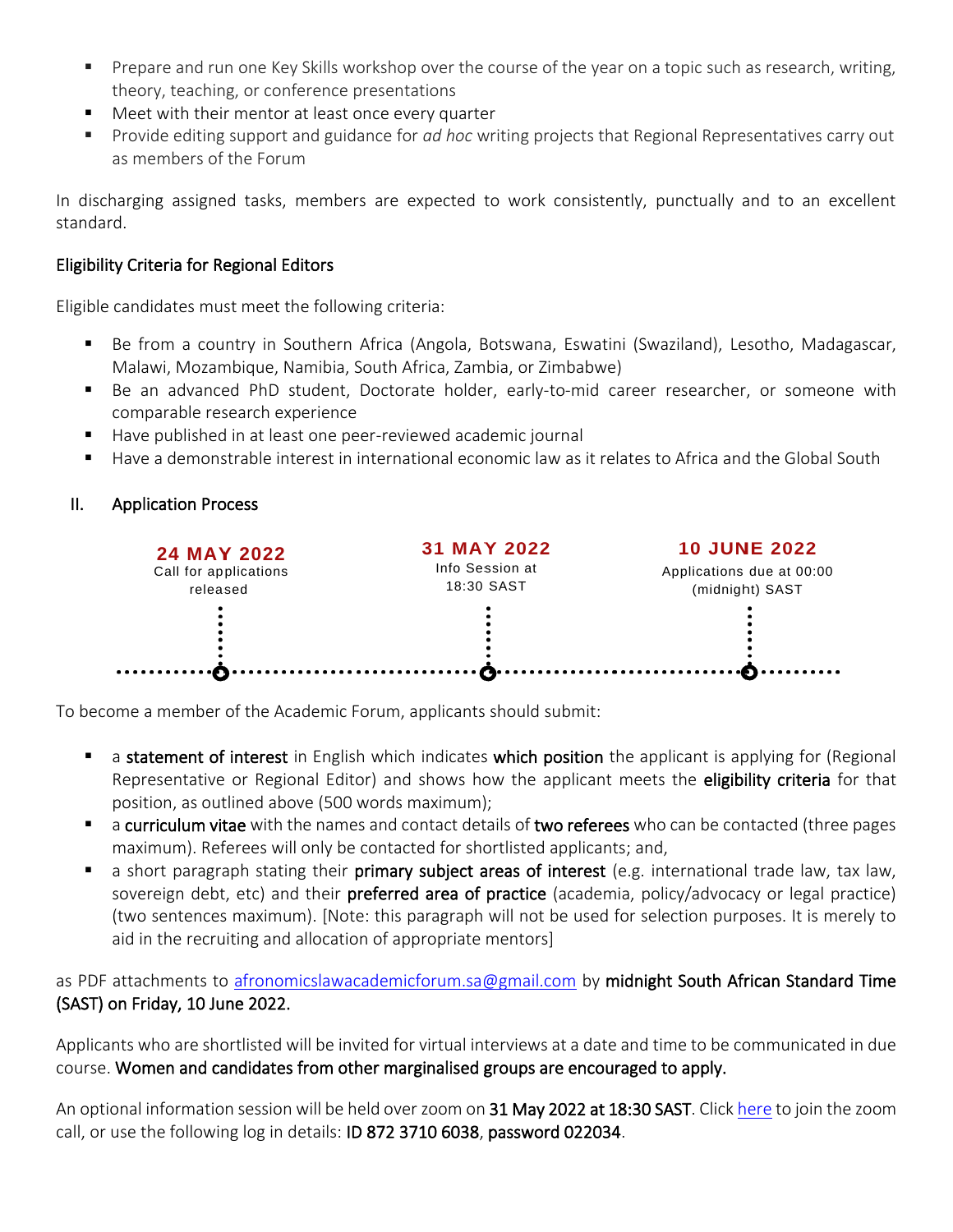- Prepare and run one Key Skills workshop over the course of the year on a topic such as research, writing, theory, teaching, or conference presentations
- Meet with their mentor at least once every quarter
- Provide editing support and guidance for *ad hoc* writing projects that Regional Representatives carry out as members of the Forum

In discharging assigned tasks, members are expected to work consistently, punctually and to an excellent standard.

### Eligibility Criteria for Regional Editors

Eligible candidates must meet the following criteria:

- Be from a country in Southern Africa (Angola, Botswana, Eswatini (Swaziland), Lesotho, Madagascar, Malawi, Mozambique, Namibia, South Africa, Zambia, or Zimbabwe)
- Be an advanced PhD student, Doctorate holder, early-to-mid career researcher, or someone with comparable research experience
- Have published in at least one peer-reviewed academic journal
- Have a demonstrable interest in international economic law as it relates to Africa and the Global South

## II. Application Process

**24 MAY 2022**
Call for applications released

**31 MAY 2022**
Info Session at 18:30 SAST

**10 JUNE 2022**
Applications due at 00:00 (midnight) SAST

To become a member of the Academic Forum, applicants should submit:

- a **statement of interest** in English which indicates **which position** the applicant is applying for (Regional Representative or Regional Editor) and shows how the applicant meets the **eligibility criteria** for that position, as outlined above (500 words maximum);
- a **curriculum vitae** with the names and contact details of **two referees** who can be contacted (three pages maximum). Referees will only be contacted for shortlisted applicants; and,
- a short paragraph stating their **primary subject areas of interest** (e.g. international trade law, tax law, sovereign debt, etc) and their **preferred area of practice** (academia, policy/advocacy or legal practice) (two sentences maximum). [Note: this paragraph will not be used for selection purposes. It is merely to aid in the recruiting and allocation of appropriate mentors]

as PDF attachments to afronomicslawacademicforum.sa@gmail.com by **midnight South African Standard Time (SAST) on Friday, 10 June 2022.**

Applicants who are shortlisted will be invited for virtual interviews at a date and time to be communicated in due course. **Women and candidates from other marginalised groups are encouraged to apply.**

An optional information session will be held over zoom on **31 May 2022 at 18:30 SAST**. Click here to join the zoom call, or use the following log in details: **ID 872 3710 6038**, **password 022034**.